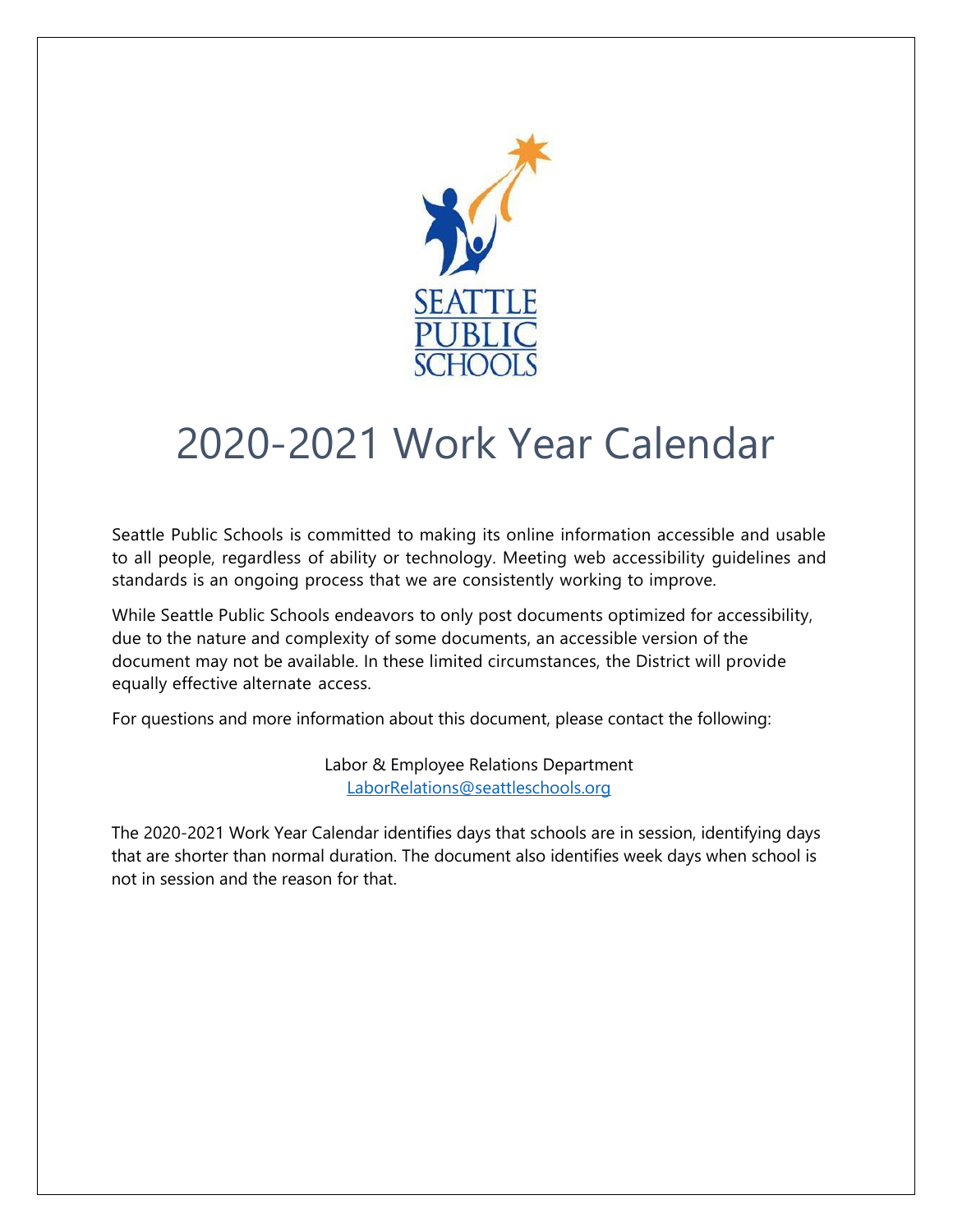# 2020-2021 Work Year Calendar

Seattle Public Schools is committed to making its online information accessible and usable to all people, regardless of ability or technology. Meeting web accessibility guidelines and standards is an ongoing process that we are consistently working to improve.

While Seattle Public Schools endeavors to only post documents optimized for accessibility, due to the nature and complexity of some documents, an accessible version of the document may not be available. In these limited circumstances, the District will provide equally effective alternate access.

For questions and more information about this document, please contact the following:

Labor & Employee Relations Department
LaborRelations@seattleschools.org

The 2020-2021 Work Year Calendar identifies days that schools are in session, identifying days that are shorter than normal duration. The document also identifies week days when school is not in session and the reason for that.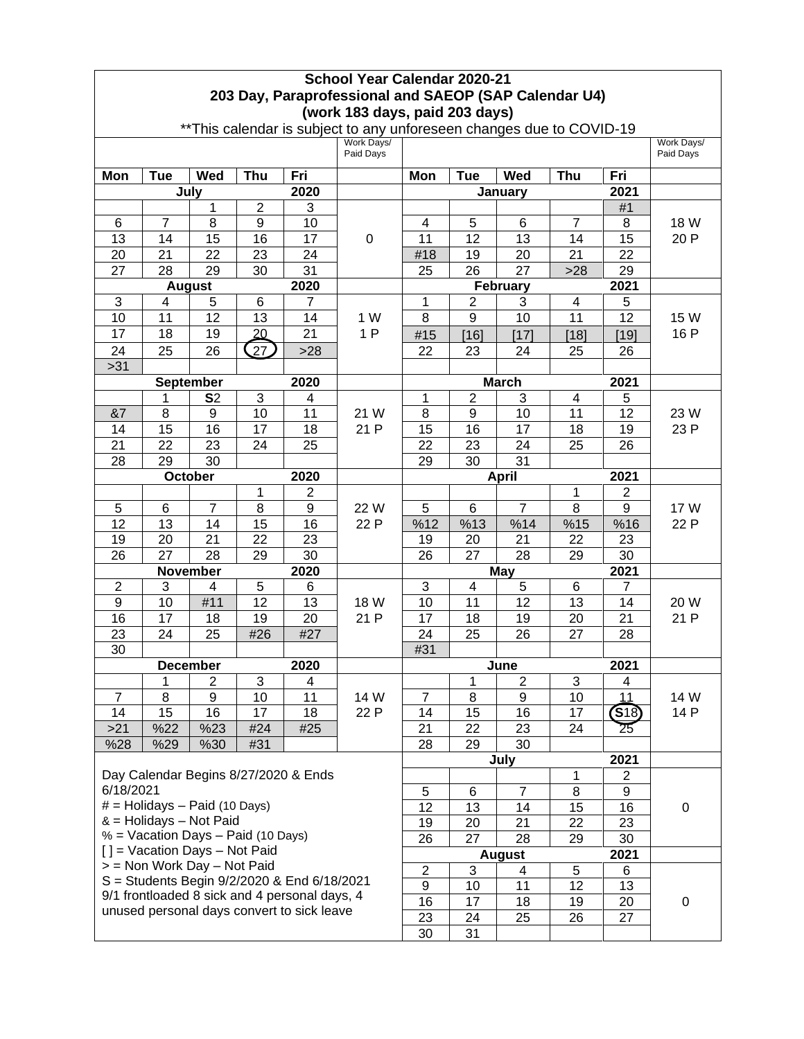# School Year Calendar 2020-21

## 203 Day, Paraprofessional and SAEOP (SAP Calendar U4)

## (work 183 days, paid 203 days)

**This calendar is subject to any unforeseen changes due to COVID-19

| Mon | Tue | Wed | Thu | Fri | Work Days/ Paid Days | Mon | Tue | Wed | Thu | Fri | Work Days/ Paid Days |
|---|---|---|---|---|---|---|---|---|---|---|---|
| July | | | | 2020 | | January | | | | 2021 | |
| | | 1 | 2 | 3 | | | | | | #1 | |
| 6 | 7 | 8 | 9 | 10 | | 4 | 5 | 6 | 7 | 8 | 18 W |
| 13 | 14 | 15 | 16 | 17 | 0 | 11 | 12 | 13 | 14 | 15 | 20 P |
| 20 | 21 | 22 | 23 | 24 | | #18 | 19 | 20 | 21 | 22 | |
| 27 | 28 | 29 | 30 | 31 | | 25 | 26 | 27 | >28 | 29 | |
| August | | | | 2020 | | February | | | | 2021 | |
| 3 | 4 | 5 | 6 | 7 | | 1 | 2 | 3 | 4 | 5 | |
| 10 | 11 | 12 | 13 | 14 | 1 W | 8 | 9 | 10 | 11 | 12 | 15 W |
| 17 | 18 | 19 | 20 | 21 | 1 P | #15 | [16] | [17] | [18] | [19] | 16 P |
| 24 | 25 | 26 | 27 | >28 | | 22 | 23 | 24 | 25 | 26 | |
| >31 | | | | | | | | | | | |
| September | | | | 2020 | | March | | | | 2021 | |
| | 1 | S2 | 3 | 4 | | 1 | 2 | 3 | 4 | 5 | |
| &7 | 8 | 9 | 10 | 11 | 21 W | 8 | 9 | 10 | 11 | 12 | 23 W |
| 14 | 15 | 16 | 17 | 18 | 21 P | 15 | 16 | 17 | 18 | 19 | 23 P |
| 21 | 22 | 23 | 24 | 25 | | 22 | 23 | 24 | 25 | 26 | |
| 28 | 29 | 30 | | | | 29 | 30 | 31 | | | |
| October | | | | 2020 | | April | | | | 2021 | |
| | | | 1 | 2 | | | | | 1 | 2 | |
| 5 | 6 | 7 | 8 | 9 | 22 W | 5 | 6 | 7 | 8 | 9 | 17 W |
| 12 | 13 | 14 | 15 | 16 | 22 P | %12 | %13 | %14 | %15 | %16 | 22 P |
| 19 | 20 | 21 | 22 | 23 | | 19 | 20 | 21 | 22 | 23 | |
| 26 | 27 | 28 | 29 | 30 | | 26 | 27 | 28 | 29 | 30 | |
| November | | | | 2020 | | May | | | | 2021 | |
| 2 | 3 | 4 | 5 | 6 | | 3 | 4 | 5 | 6 | 7 | |
| 9 | 10 | #11 | 12 | 13 | 18 W | 10 | 11 | 12 | 13 | 14 | 20 W |
| 16 | 17 | 18 | 19 | 20 | 21 P | 17 | 18 | 19 | 20 | 21 | 21 P |
| 23 | 24 | 25 | #26 | #27 | | 24 | 25 | 26 | 27 | 28 | |
| 30 | | | | | | #31 | | | | | |
| December | | | | 2020 | | June | | | | 2021 | |
| | 1 | 2 | 3 | 4 | | | 1 | 2 | 3 | 4 | |
| 7 | 8 | 9 | 10 | 11 | 14 W | 7 | 8 | 9 | 10 | 11 | 14 W |
| 14 | 15 | 16 | 17 | 18 | 22 P | 14 | 15 | 16 | 17 | S18 | 14 P |
| >21 | %22 | %23 | #24 | #25 | | 21 | 22 | 23 | 24 | 25 | |
| %28 | %29 | %30 | #31 | | | 28 | 29 | 30 | | | |
| | | | | | | July | | | | 2021 | |
| | | | | | | | | | 1 | 2 | |
| | | | | | | 5 | 6 | 7 | 8 | 9 | |
| | | | | | | 12 | 13 | 14 | 15 | 16 | 0 |
| | | | | | | 19 | 20 | 21 | 22 | 23 | |
| | | | | | | 26 | 27 | 28 | 29 | 30 | |
| | | | | | | August | | | | 2021 | |
| | | | | | | 2 | 3 | 4 | 5 | 6 | |
| | | | | | | 9 | 10 | 11 | 12 | 13 | |
| | | | | | | 16 | 17 | 18 | 19 | 20 | 0 |
| | | | | | | 23 | 24 | 25 | 26 | 27 | |
| | | | | | | 30 | 31 | | | | |

Day Calendar Begins 8/27/2020 & Ends 6/18/2021

# = Holidays – Paid (10 Days)

& = Holidays – Not Paid

% = Vacation Days – Paid (10 Days)

[ ] = Vacation Days – Not Paid

> = Non Work Day – Not Paid

S = Students Begin 9/2/2020 & End 6/18/2021

9/1 frontloaded 8 sick and 4 personal days, 4 unused personal days convert to sick leave